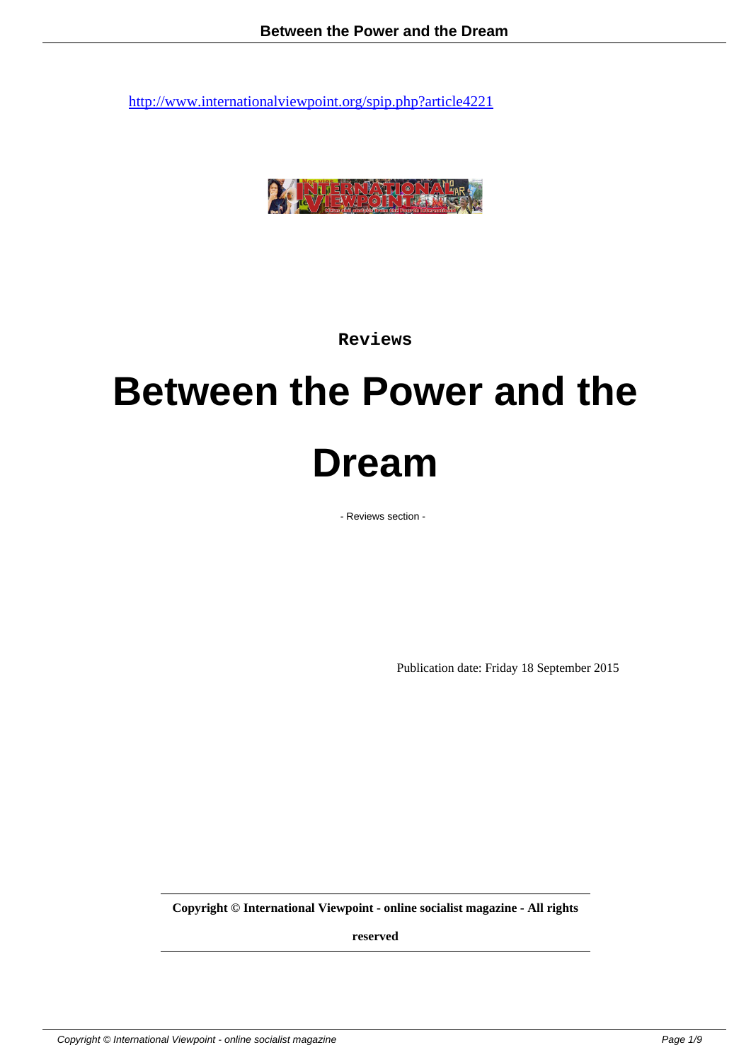http://www.internationalviewpoint.org/spip.php?article4221

Reviews

# Between the Power and the Dream

- Reviews section -

Publication date: Friday 18 September 2015

**Copyright © International Viewpoint - online socialist magazine - All rights reserved**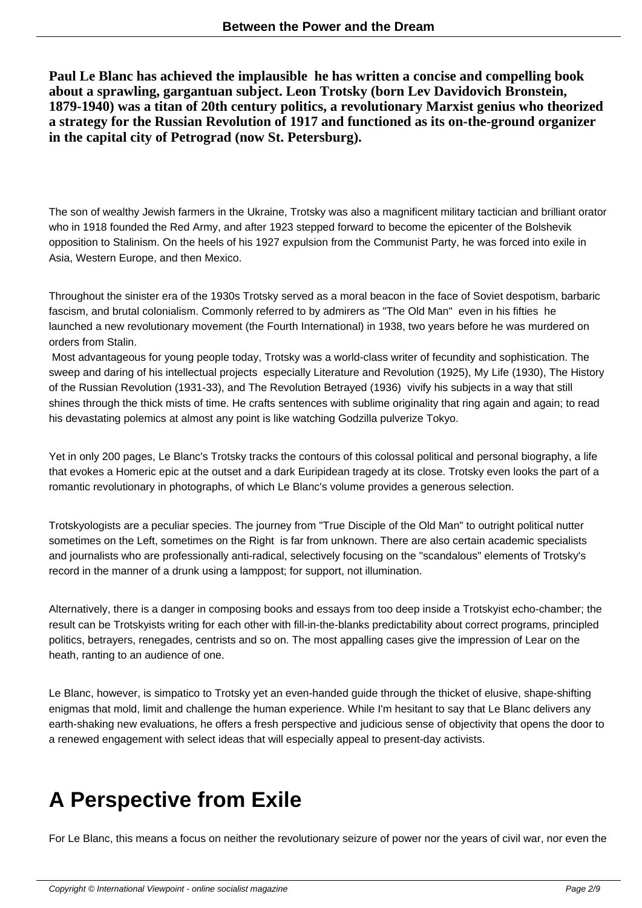**Paul Le Blanc has achieved the implausible  he has written a concise and compelling book about a sprawling, gargantuan subject. Leon Trotsky (born Lev Davidovich Bronstein, 1879-1940) was a titan of 20th century politics, a revolutionary Marxist genius who theorized a strategy for the Russian Revolution of 1917 and functioned as its on-the-ground organizer in the capital city of Petrograd (now St. Petersburg).**

The son of wealthy Jewish farmers in the Ukraine, Trotsky was also a magnificent military tactician and brilliant orator who in 1918 founded the Red Army, and after 1923 stepped forward to become the epicenter of the Bolshevik opposition to Stalinism. On the heels of his 1927 expulsion from the Communist Party, he was forced into exile in Asia, Western Europe, and then Mexico.

Throughout the sinister era of the 1930s Trotsky served as a moral beacon in the face of Soviet despotism, barbaric fascism, and brutal colonialism. Commonly referred to by admirers as "The Old Man"  even in his fifties  he launched a new revolutionary movement (the Fourth International) in 1938, two years before he was murdered on orders from Stalin.

Most advantageous for young people today, Trotsky was a world-class writer of fecundity and sophistication. The sweep and daring of his intellectual projects  especially Literature and Revolution (1925), My Life (1930), The History of the Russian Revolution (1931-33), and The Revolution Betrayed (1936)  vivify his subjects in a way that still shines through the thick mists of time. He crafts sentences with sublime originality that ring again and again; to read his devastating polemics at almost any point is like watching Godzilla pulverize Tokyo.

Yet in only 200 pages, Le Blanc's Trotsky tracks the contours of this colossal political and personal biography, a life that evokes a Homeric epic at the outset and a dark Euripidean tragedy at its close. Trotsky even looks the part of a romantic revolutionary in photographs, of which Le Blanc's volume provides a generous selection.

Trotskyologists are a peculiar species. The journey from "True Disciple of the Old Man" to outright political nutter sometimes on the Left, sometimes on the Right  is far from unknown. There are also certain academic specialists and journalists who are professionally anti-radical, selectively focusing on the "scandalous" elements of Trotsky's record in the manner of a drunk using a lamppost; for support, not illumination.

Alternatively, there is a danger in composing books and essays from too deep inside a Trotskyist echo-chamber; the result can be Trotskyists writing for each other with fill-in-the-blanks predictability about correct programs, principled politics, betrayers, renegades, centrists and so on. The most appalling cases give the impression of Lear on the heath, ranting to an audience of one.

Le Blanc, however, is simpatico to Trotsky yet an even-handed guide through the thicket of elusive, shape-shifting enigmas that mold, limit and challenge the human experience. While I'm hesitant to say that Le Blanc delivers any earth-shaking new evaluations, he offers a fresh perspective and judicious sense of objectivity that opens the door to a renewed engagement with select ideas that will especially appeal to present-day activists.

# A Perspective from Exile

For Le Blanc, this means a focus on neither the revolutionary seizure of power nor the years of civil war, nor even the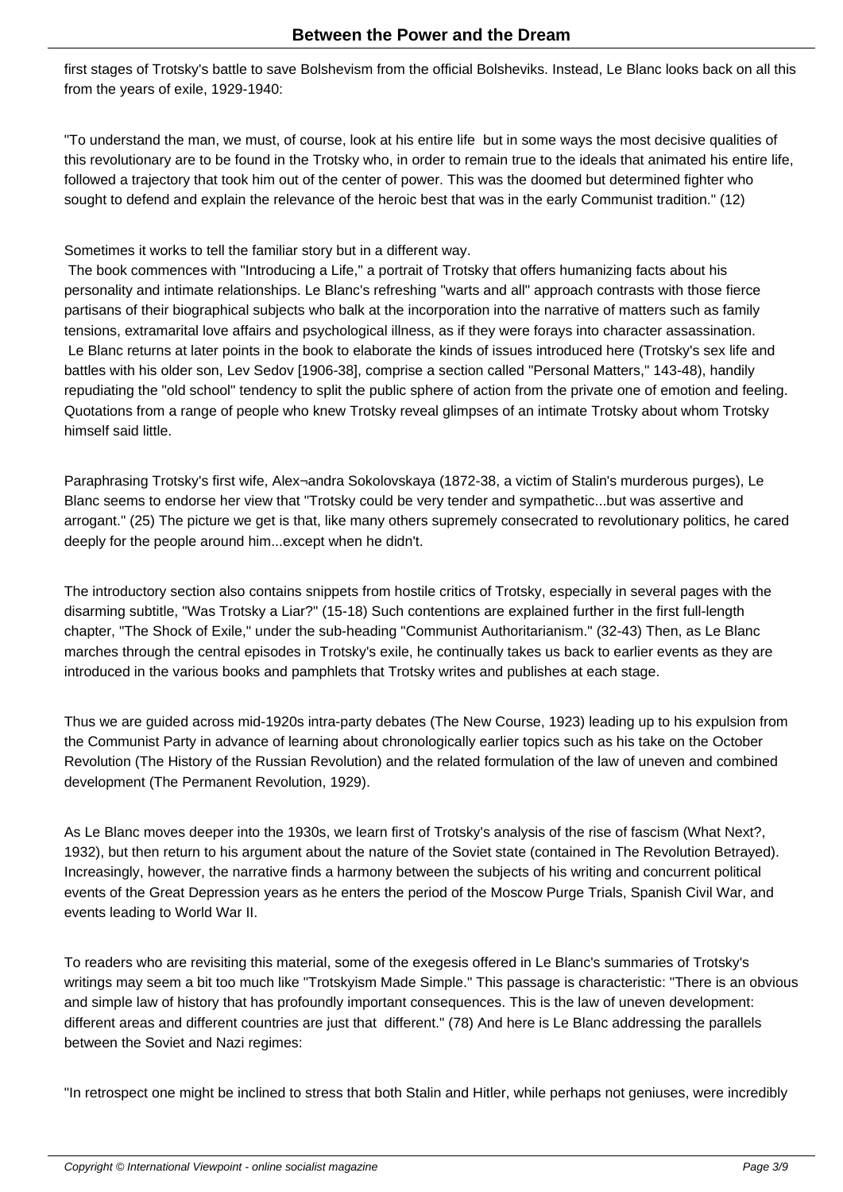first stages of Trotsky's battle to save Bolshevism from the official Bolsheviks. Instead, Le Blanc looks back on all this from the years of exile, 1929-1940:

"To understand the man, we must, of course, look at his entire life  but in some ways the most decisive qualities of this revolutionary are to be found in the Trotsky who, in order to remain true to the ideals that animated his entire life, followed a trajectory that took him out of the center of power. This was the doomed but determined fighter who sought to defend and explain the relevance of the heroic best that was in the early Communist tradition." (12)

Sometimes it works to tell the familiar story but in a different way.

The book commences with "Introducing a Life," a portrait of Trotsky that offers humanizing facts about his personality and intimate relationships. Le Blanc's refreshing "warts and all" approach contrasts with those fierce partisans of their biographical subjects who balk at the incorporation into the narrative of matters such as family tensions, extramarital love affairs and psychological illness, as if they were forays into character assassination. Le Blanc returns at later points in the book to elaborate the kinds of issues introduced here (Trotsky's sex life and battles with his older son, Lev Sedov [1906-38], comprise a section called "Personal Matters," 143-48), handily repudiating the "old school" tendency to split the public sphere of action from the private one of emotion and feeling. Quotations from a range of people who knew Trotsky reveal glimpses of an intimate Trotsky about whom Trotsky himself said little.

Paraphrasing Trotsky's first wife, Alex¬andra Sokolovskaya (1872-38, a victim of Stalin's murderous purges), Le Blanc seems to endorse her view that "Trotsky could be very tender and sympathetic...but was assertive and arrogant." (25) The picture we get is that, like many others supremely consecrated to revolutionary politics, he cared deeply for the people around him...except when he didn't.

The introductory section also contains snippets from hostile critics of Trotsky, especially in several pages with the disarming subtitle, "Was Trotsky a Liar?" (15-18) Such contentions are explained further in the first full-length chapter, "The Shock of Exile," under the sub-heading "Communist Authoritarianism." (32-43) Then, as Le Blanc marches through the central episodes in Trotsky's exile, he continually takes us back to earlier events as they are introduced in the various books and pamphlets that Trotsky writes and publishes at each stage.

Thus we are guided across mid-1920s intra-party debates (The New Course, 1923) leading up to his expulsion from the Communist Party in advance of learning about chronologically earlier topics such as his take on the October Revolution (The History of the Russian Revolution) and the related formulation of the law of uneven and combined development (The Permanent Revolution, 1929).

As Le Blanc moves deeper into the 1930s, we learn first of Trotsky's analysis of the rise of fascism (What Next?, 1932), but then return to his argument about the nature of the Soviet state (contained in The Revolution Betrayed). Increasingly, however, the narrative finds a harmony between the subjects of his writing and concurrent political events of the Great Depression years as he enters the period of the Moscow Purge Trials, Spanish Civil War, and events leading to World War II.

To readers who are revisiting this material, some of the exegesis offered in Le Blanc's summaries of Trotsky's writings may seem a bit too much like "Trotskyism Made Simple." This passage is characteristic: "There is an obvious and simple law of history that has profoundly important consequences. This is the law of uneven development: different areas and different countries are just that  different." (78) And here is Le Blanc addressing the parallels between the Soviet and Nazi regimes:

"In retrospect one might be inclined to stress that both Stalin and Hitler, while perhaps not geniuses, were incredibly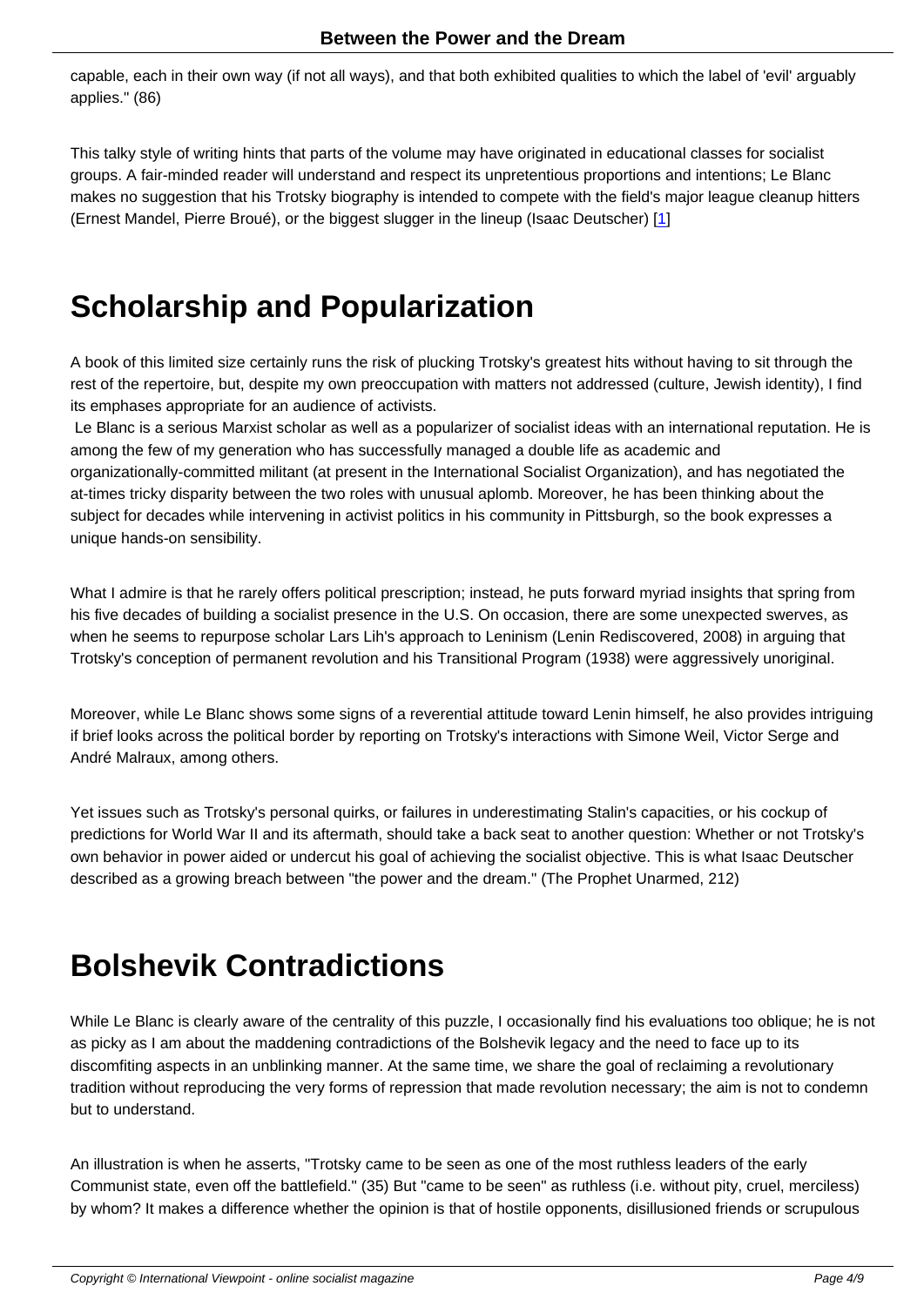capable, each in their own way (if not all ways), and that both exhibited qualities to which the label of 'evil' arguably applies." (86)

This talky style of writing hints that parts of the volume may have originated in educational classes for socialist groups. A fair-minded reader will understand and respect its unpretentious proportions and intentions; Le Blanc makes no suggestion that his Trotsky biography is intended to compete with the field's major league cleanup hitters (Ernest Mandel, Pierre Broué), or the biggest slugger in the lineup (Isaac Deutscher) [1]

# Scholarship and Popularization

A book of this limited size certainly runs the risk of plucking Trotsky's greatest hits without having to sit through the rest of the repertoire, but, despite my own preoccupation with matters not addressed (culture, Jewish identity), I find its emphases appropriate for an audience of activists.

Le Blanc is a serious Marxist scholar as well as a popularizer of socialist ideas with an international reputation. He is among the few of my generation who has successfully managed a double life as academic and organizationally-committed militant (at present in the International Socialist Organization), and has negotiated the at-times tricky disparity between the two roles with unusual aplomb. Moreover, he has been thinking about the subject for decades while intervening in activist politics in his community in Pittsburgh, so the book expresses a unique hands-on sensibility.

What I admire is that he rarely offers political prescription; instead, he puts forward myriad insights that spring from his five decades of building a socialist presence in the U.S. On occasion, there are some unexpected swerves, as when he seems to repurpose scholar Lars Lih's approach to Leninism (Lenin Rediscovered, 2008) in arguing that Trotsky's conception of permanent revolution and his Transitional Program (1938) were aggressively unoriginal.

Moreover, while Le Blanc shows some signs of a reverential attitude toward Lenin himself, he also provides intriguing if brief looks across the political border by reporting on Trotsky's interactions with Simone Weil, Victor Serge and André Malraux, among others.

Yet issues such as Trotsky's personal quirks, or failures in underestimating Stalin's capacities, or his cockup of predictions for World War II and its aftermath, should take a back seat to another question: Whether or not Trotsky's own behavior in power aided or undercut his goal of achieving the socialist objective. This is what Isaac Deutscher described as a growing breach between "the power and the dream." (The Prophet Unarmed, 212)

# Bolshevik Contradictions

While Le Blanc is clearly aware of the centrality of this puzzle, I occasionally find his evaluations too oblique; he is not as picky as I am about the maddening contradictions of the Bolshevik legacy and the need to face up to its discomfiting aspects in an unblinking manner. At the same time, we share the goal of reclaiming a revolutionary tradition without reproducing the very forms of repression that made revolution necessary; the aim is not to condemn but to understand.

An illustration is when he asserts, "Trotsky came to be seen as one of the most ruthless leaders of the early Communist state, even off the battlefield." (35) But "came to be seen" as ruthless (i.e. without pity, cruel, merciless) by whom? It makes a difference whether the opinion is that of hostile opponents, disillusioned friends or scrupulous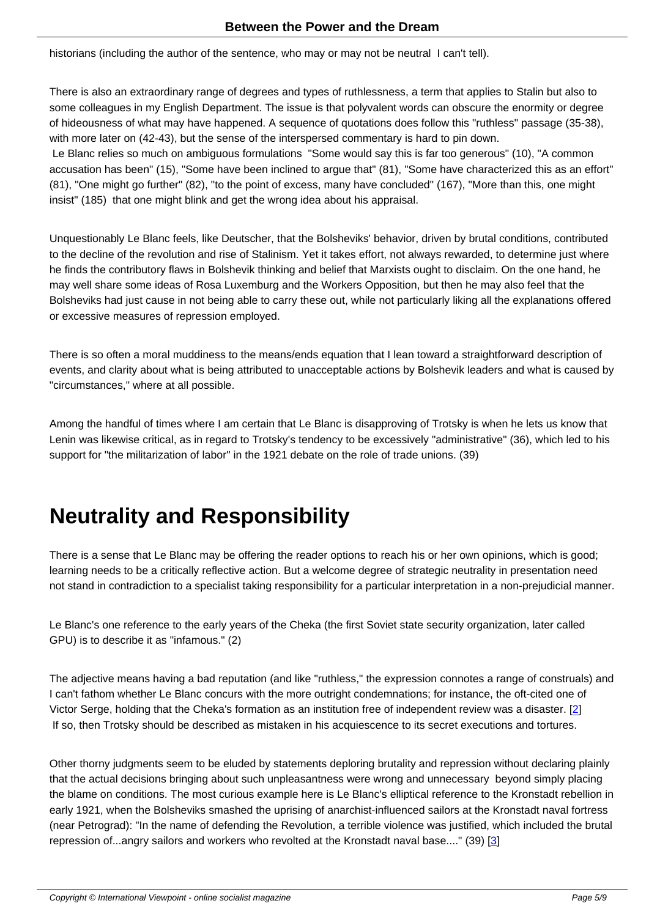historians (including the author of the sentence, who may or may not be neutral  I can't tell).

There is also an extraordinary range of degrees and types of ruthlessness, a term that applies to Stalin but also to some colleagues in my English Department. The issue is that polyvalent words can obscure the enormity or degree of hideousness of what may have happened. A sequence of quotations does follow this "ruthless" passage (35-38), with more later on (42-43), but the sense of the interspersed commentary is hard to pin down.
 Le Blanc relies so much on ambiguous formulations  "Some would say this is far too generous" (10), "A common accusation has been" (15), "Some have been inclined to argue that" (81), "Some have characterized this as an effort" (81), "One might go further" (82), "to the point of excess, many have concluded" (167), "More than this, one might insist" (185)  that one might blink and get the wrong idea about his appraisal.

Unquestionably Le Blanc feels, like Deutscher, that the Bolsheviks' behavior, driven by brutal conditions, contributed to the decline of the revolution and rise of Stalinism. Yet it takes effort, not always rewarded, to determine just where he finds the contributory flaws in Bolshevik thinking and belief that Marxists ought to disclaim. On the one hand, he may well share some ideas of Rosa Luxemburg and the Workers Opposition, but then he may also feel that the Bolsheviks had just cause in not being able to carry these out, while not particularly liking all the explanations offered or excessive measures of repression employed.

There is so often a moral muddiness to the means/ends equation that I lean toward a straightforward description of events, and clarity about what is being attributed to unacceptable actions by Bolshevik leaders and what is caused by "circumstances," where at all possible.

Among the handful of times where I am certain that Le Blanc is disapproving of Trotsky is when he lets us know that Lenin was likewise critical, as in regard to Trotsky's tendency to be excessively "administrative" (36), which led to his support for "the militarization of labor" in the 1921 debate on the role of trade unions. (39)

# Neutrality and Responsibility

There is a sense that Le Blanc may be offering the reader options to reach his or her own opinions, which is good; learning needs to be a critically reflective action. But a welcome degree of strategic neutrality in presentation need not stand in contradiction to a specialist taking responsibility for a particular interpretation in a non-prejudicial manner.

Le Blanc's one reference to the early years of the Cheka (the first Soviet state security organization, later called GPU) is to describe it as "infamous." (2)

The adjective means having a bad reputation (and like "ruthless," the expression connotes a range of construals) and I can't fathom whether Le Blanc concurs with the more outright condemnations; for instance, the oft-cited one of Victor Serge, holding that the Cheka's formation as an institution free of independent review was a disaster. [2]
 If so, then Trotsky should be described as mistaken in his acquiescence to its secret executions and tortures.

Other thorny judgments seem to be eluded by statements deploring brutality and repression without declaring plainly that the actual decisions bringing about such unpleasantness were wrong and unnecessary  beyond simply placing the blame on conditions. The most curious example here is Le Blanc's elliptical reference to the Kronstadt rebellion in early 1921, when the Bolsheviks smashed the uprising of anarchist-influenced sailors at the Kronstadt naval fortress (near Petrograd): "In the name of defending the Revolution, a terrible violence was justified, which included the brutal repression of...angry sailors and workers who revolted at the Kronstadt naval base...." (39) [3]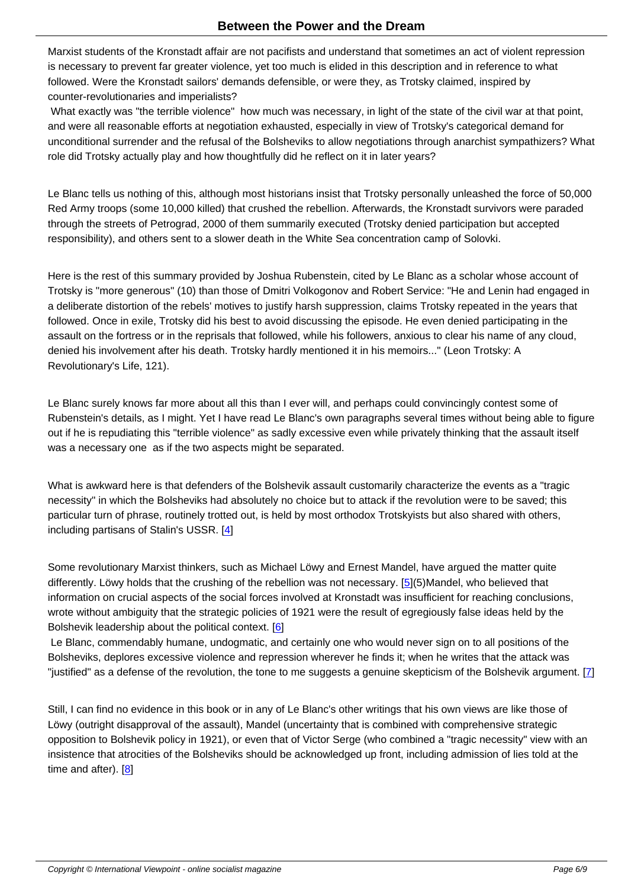Marxist students of the Kronstadt affair are not pacifists and understand that sometimes an act of violent repression is necessary to prevent far greater violence, yet too much is elided in this description and in reference to what followed. Were the Kronstadt sailors' demands defensible, or were they, as Trotsky claimed, inspired by counter-revolutionaries and imperialists?

What exactly was "the terrible violence" how much was necessary, in light of the state of the civil war at that point, and were all reasonable efforts at negotiation exhausted, especially in view of Trotsky's categorical demand for unconditional surrender and the refusal of the Bolsheviks to allow negotiations through anarchist sympathizers? What role did Trotsky actually play and how thoughtfully did he reflect on it in later years?

Le Blanc tells us nothing of this, although most historians insist that Trotsky personally unleashed the force of 50,000 Red Army troops (some 10,000 killed) that crushed the rebellion. Afterwards, the Kronstadt survivors were paraded through the streets of Petrograd, 2000 of them summarily executed (Trotsky denied participation but accepted responsibility), and others sent to a slower death in the White Sea concentration camp of Solovki.

Here is the rest of this summary provided by Joshua Rubenstein, cited by Le Blanc as a scholar whose account of Trotsky is "more generous" (10) than those of Dmitri Volkogonov and Robert Service: "He and Lenin had engaged in a deliberate distortion of the rebels' motives to justify harsh suppression, claims Trotsky repeated in the years that followed. Once in exile, Trotsky did his best to avoid discussing the episode. He even denied participating in the assault on the fortress or in the reprisals that followed, while his followers, anxious to clear his name of any cloud, denied his involvement after his death. Trotsky hardly mentioned it in his memoirs..." (Leon Trotsky: A Revolutionary's Life, 121).

Le Blanc surely knows far more about all this than I ever will, and perhaps could convincingly contest some of Rubenstein's details, as I might. Yet I have read Le Blanc's own paragraphs several times without being able to figure out if he is repudiating this "terrible violence" as sadly excessive even while privately thinking that the assault itself was a necessary one as if the two aspects might be separated.

What is awkward here is that defenders of the Bolshevik assault customarily characterize the events as a "tragic necessity" in which the Bolsheviks had absolutely no choice but to attack if the revolution were to be saved; this particular turn of phrase, routinely trotted out, is held by most orthodox Trotskyists but also shared with others, including partisans of Stalin's USSR. [4]

Some revolutionary Marxist thinkers, such as Michael Löwy and Ernest Mandel, have argued the matter quite differently. Löwy holds that the crushing of the rebellion was not necessary. [5](5)Mandel, who believed that information on crucial aspects of the social forces involved at Kronstadt was insufficient for reaching conclusions, wrote without ambiguity that the strategic policies of 1921 were the result of egregiously false ideas held by the Bolshevik leadership about the political context. [6]

Le Blanc, commendably humane, undogmatic, and certainly one who would never sign on to all positions of the Bolsheviks, deplores excessive violence and repression wherever he finds it; when he writes that the attack was "justified" as a defense of the revolution, the tone to me suggests a genuine skepticism of the Bolshevik argument. [7]

Still, I can find no evidence in this book or in any of Le Blanc's other writings that his own views are like those of Löwy (outright disapproval of the assault), Mandel (uncertainty that is combined with comprehensive strategic opposition to Bolshevik policy in 1921), or even that of Victor Serge (who combined a "tragic necessity" view with an insistence that atrocities of the Bolsheviks should be acknowledged up front, including admission of lies told at the time and after). [8]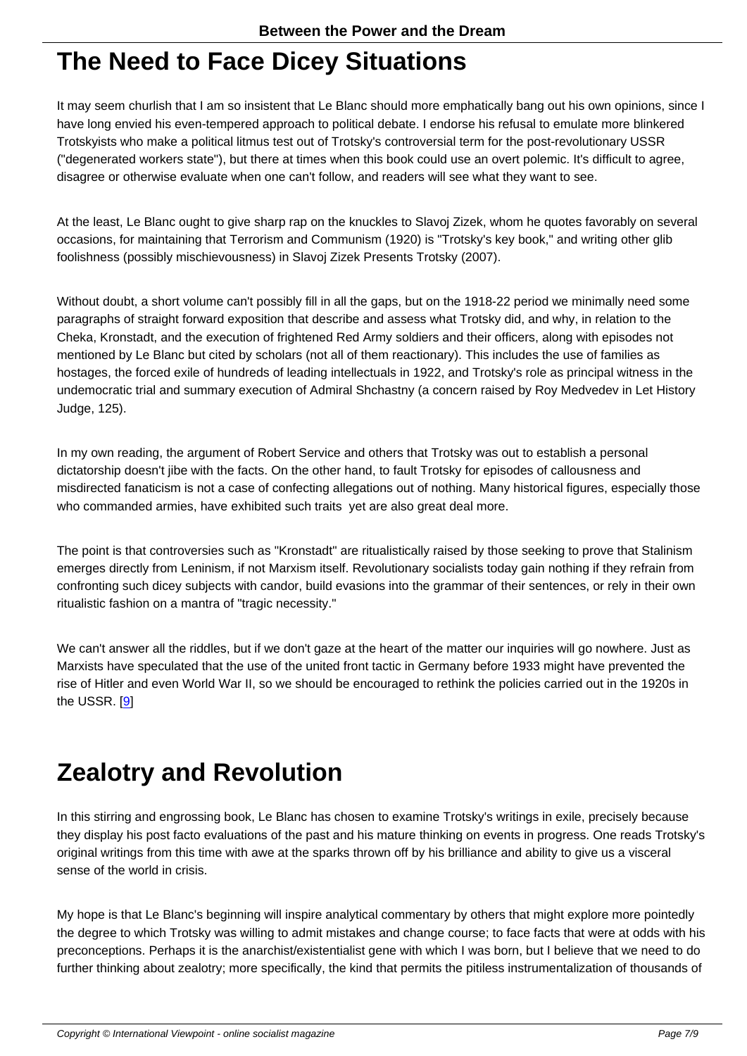## The Need to Face Dicey Situations

It may seem churlish that I am so insistent that Le Blanc should more emphatically bang out his own opinions, since I have long envied his even-tempered approach to political debate. I endorse his refusal to emulate more blinkered Trotskyists who make a political litmus test out of Trotsky's controversial term for the post-revolutionary USSR ("degenerated workers state"), but there at times when this book could use an overt polemic. It's difficult to agree, disagree or otherwise evaluate when one can't follow, and readers will see what they want to see.

At the least, Le Blanc ought to give sharp rap on the knuckles to Slavoj Zizek, whom he quotes favorably on several occasions, for maintaining that Terrorism and Communism (1920) is "Trotsky's key book," and writing other glib foolishness (possibly mischievousness) in Slavoj Zizek Presents Trotsky (2007).

Without doubt, a short volume can't possibly fill in all the gaps, but on the 1918-22 period we minimally need some paragraphs of straight forward exposition that describe and assess what Trotsky did, and why, in relation to the Cheka, Kronstadt, and the execution of frightened Red Army soldiers and their officers, along with episodes not mentioned by Le Blanc but cited by scholars (not all of them reactionary). This includes the use of families as hostages, the forced exile of hundreds of leading intellectuals in 1922, and Trotsky's role as principal witness in the undemocratic trial and summary execution of Admiral Shchastny (a concern raised by Roy Medvedev in Let History Judge, 125).

In my own reading, the argument of Robert Service and others that Trotsky was out to establish a personal dictatorship doesn't jibe with the facts. On the other hand, to fault Trotsky for episodes of callousness and misdirected fanaticism is not a case of confecting allegations out of nothing. Many historical figures, especially those who commanded armies, have exhibited such traits  yet are also great deal more.

The point is that controversies such as "Kronstadt" are ritualistically raised by those seeking to prove that Stalinism emerges directly from Leninism, if not Marxism itself. Revolutionary socialists today gain nothing if they refrain from confronting such dicey subjects with candor, build evasions into the grammar of their sentences, or rely in their own ritualistic fashion on a mantra of "tragic necessity."

We can't answer all the riddles, but if we don't gaze at the heart of the matter our inquiries will go nowhere. Just as Marxists have speculated that the use of the united front tactic in Germany before 1933 might have prevented the rise of Hitler and even World War II, so we should be encouraged to rethink the policies carried out in the 1920s in the USSR. [9]

## Zealotry and Revolution

In this stirring and engrossing book, Le Blanc has chosen to examine Trotsky's writings in exile, precisely because they display his post facto evaluations of the past and his mature thinking on events in progress. One reads Trotsky's original writings from this time with awe at the sparks thrown off by his brilliance and ability to give us a visceral sense of the world in crisis.

My hope is that Le Blanc's beginning will inspire analytical commentary by others that might explore more pointedly the degree to which Trotsky was willing to admit mistakes and change course; to face facts that were at odds with his preconceptions. Perhaps it is the anarchist/existentialist gene with which I was born, but I believe that we need to do further thinking about zealotry; more specifically, the kind that permits the pitiless instrumentalization of thousands of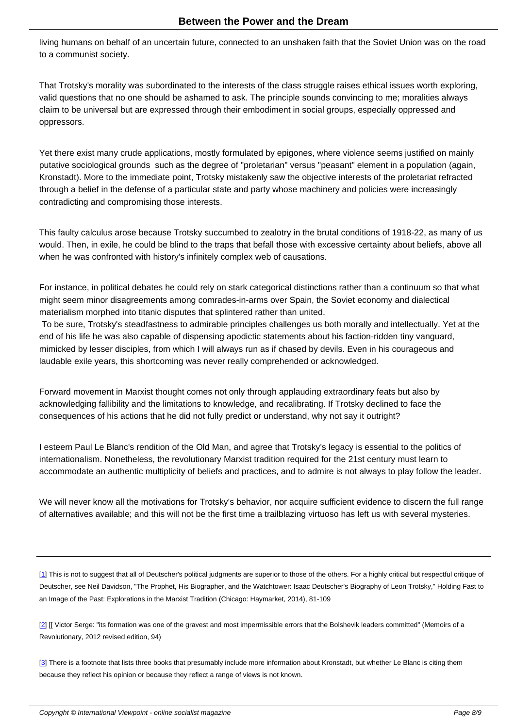living humans on behalf of an uncertain future, connected to an unshaken faith that the Soviet Union was on the road to a communist society.

That Trotsky's morality was subordinated to the interests of the class struggle raises ethical issues worth exploring, valid questions that no one should be ashamed to ask. The principle sounds convincing to me; moralities always claim to be universal but are expressed through their embodiment in social groups, especially oppressed and oppressors.

Yet there exist many crude applications, mostly formulated by epigones, where violence seems justified on mainly putative sociological grounds such as the degree of "proletarian" versus "peasant" element in a population (again, Kronstadt). More to the immediate point, Trotsky mistakenly saw the objective interests of the proletariat refracted through a belief in the defense of a particular state and party whose machinery and policies were increasingly contradicting and compromising those interests.

This faulty calculus arose because Trotsky succumbed to zealotry in the brutal conditions of 1918-22, as many of us would. Then, in exile, he could be blind to the traps that befall those with excessive certainty about beliefs, above all when he was confronted with history's infinitely complex web of causations.

For instance, in political debates he could rely on stark categorical distinctions rather than a continuum so that what might seem minor disagreements among comrades-in-arms over Spain, the Soviet economy and dialectical materialism morphed into titanic disputes that splintered rather than united.

To be sure, Trotsky's steadfastness to admirable principles challenges us both morally and intellectually. Yet at the end of his life he was also capable of dispensing apodictic statements about his faction-ridden tiny vanguard, mimicked by lesser disciples, from which I will always run as if chased by devils. Even in his courageous and laudable exile years, this shortcoming was never really comprehended or acknowledged.

Forward movement in Marxist thought comes not only through applauding extraordinary feats but also by acknowledging fallibility and the limitations to knowledge, and recalibrating. If Trotsky declined to face the consequences of his actions that he did not fully predict or understand, why not say it outright?

I esteem Paul Le Blanc's rendition of the Old Man, and agree that Trotsky's legacy is essential to the politics of internationalism. Nonetheless, the revolutionary Marxist tradition required for the 21st century must learn to accommodate an authentic multiplicity of beliefs and practices, and to admire is not always to play follow the leader.

We will never know all the motivations for Trotsky's behavior, nor acquire sufficient evidence to discern the full range of alternatives available; and this will not be the first time a trailblazing virtuoso has left us with several mysteries.

---

[1] This is not to suggest that all of Deutscher's political judgments are superior to those of the others. For a highly critical but respectful critique of Deutscher, see Neil Davidson, "The Prophet, His Biographer, and the Watchtower: Isaac Deutscher's Biography of Leon Trotsky," Holding Fast to an Image of the Past: Explorations in the Marxist Tradition (Chicago: Haymarket, 2014), 81-109

[2] [[ Victor Serge: "its formation was one of the gravest and most impermissible errors that the Bolshevik leaders committed" (Memoirs of a Revolutionary, 2012 revised edition, 94)

[3] There is a footnote that lists three books that presumably include more information about Kronstadt, but whether Le Blanc is citing them because they reflect his opinion or because they reflect a range of views is not known.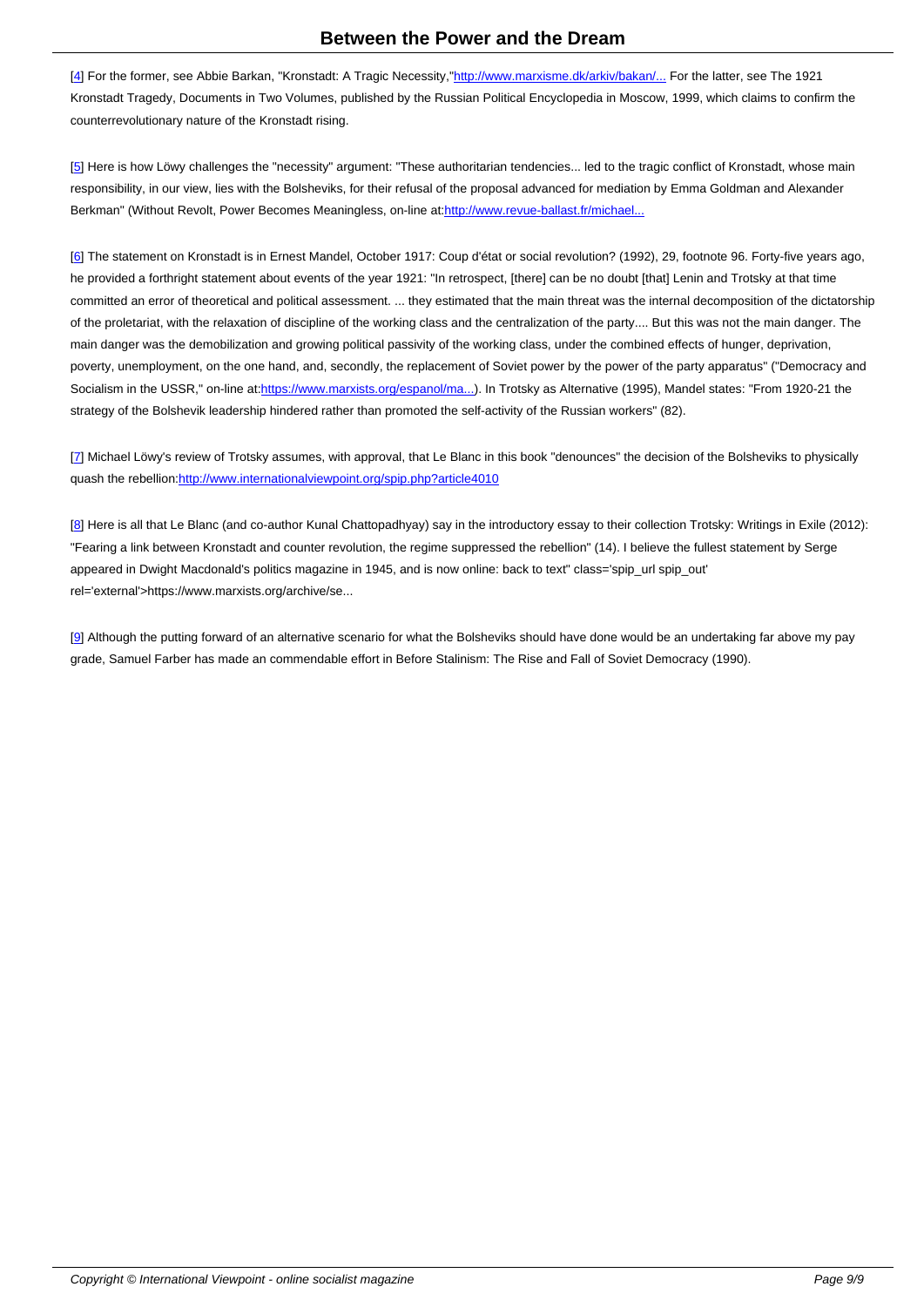[4] For the former, see Abbie Barkan, "Kronstadt: A Tragic Necessity,"http://www.marxisme.dk/arkiv/bakan/... For the latter, see The 1921 Kronstadt Tragedy, Documents in Two Volumes, published by the Russian Political Encyclopedia in Moscow, 1999, which claims to confirm the counterrevolutionary nature of the Kronstadt rising.

[5] Here is how Löwy challenges the "necessity" argument: "These authoritarian tendencies... led to the tragic conflict of Kronstadt, whose main responsibility, in our view, lies with the Bolsheviks, for their refusal of the proposal advanced for mediation by Emma Goldman and Alexander Berkman" (Without Revolt, Power Becomes Meaningless, on-line at:http://www.revue-ballast.fr/michael...

[6] The statement on Kronstadt is in Ernest Mandel, October 1917: Coup d'état or social revolution? (1992), 29, footnote 96. Forty-five years ago, he provided a forthright statement about events of the year 1921: "In retrospect, [there] can be no doubt [that] Lenin and Trotsky at that time committed an error of theoretical and political assessment. ... they estimated that the main threat was the internal decomposition of the dictatorship of the proletariat, with the relaxation of discipline of the working class and the centralization of the party.... But this was not the main danger. The main danger was the demobilization and growing political passivity of the working class, under the combined effects of hunger, deprivation, poverty, unemployment, on the one hand, and, secondly, the replacement of Soviet power by the power of the party apparatus" ("Democracy and Socialism in the USSR," on-line at:https://www.marxists.org/espanol/ma...). In Trotsky as Alternative (1995), Mandel states: "From 1920-21 the strategy of the Bolshevik leadership hindered rather than promoted the self-activity of the Russian workers" (82).

[7] Michael Löwy's review of Trotsky assumes, with approval, that Le Blanc in this book "denounces" the decision of the Bolsheviks to physically quash the rebellion:http://www.internationalviewpoint.org/spip.php?article4010

[8] Here is all that Le Blanc (and co-author Kunal Chattopadhyay) say in the introductory essay to their collection Trotsky: Writings in Exile (2012): "Fearing a link between Kronstadt and counter revolution, the regime suppressed the rebellion" (14). I believe the fullest statement by Serge appeared in Dwight Macdonald's politics magazine in 1945, and is now online: back to text" class='spip_url spip_out' rel='external'>https://www.marxists.org/archive/se...

[9] Although the putting forward of an alternative scenario for what the Bolsheviks should have done would be an undertaking far above my pay grade, Samuel Farber has made an commendable effort in Before Stalinism: The Rise and Fall of Soviet Democracy (1990).